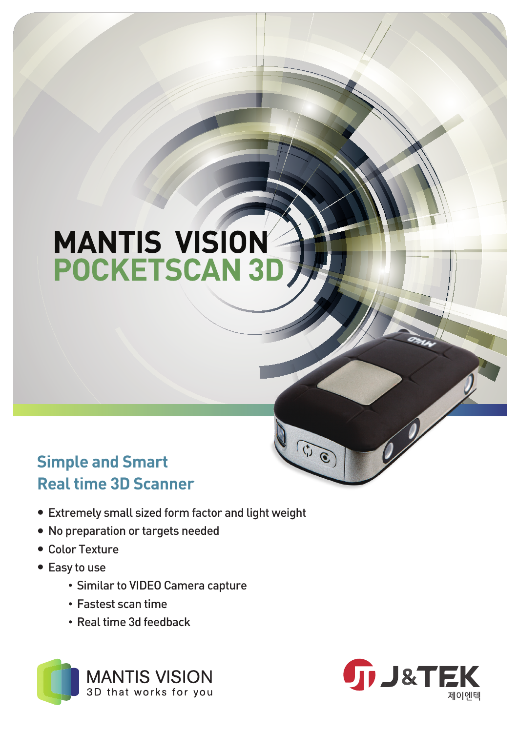# MANTIS VISION
# POCKETSCAN 3D

## Simple and Smart
## Real time 3D Scanner

- Extremely small sized form factor and light weight
- No preparation or targets needed
- Color Texture
- Easy to use
  - Similar to VIDEO Camera capture
  - Fastest scan time
  - Real time 3d feedback

MANTIS VISION
3D that works for you

J&TEK
제이엔텍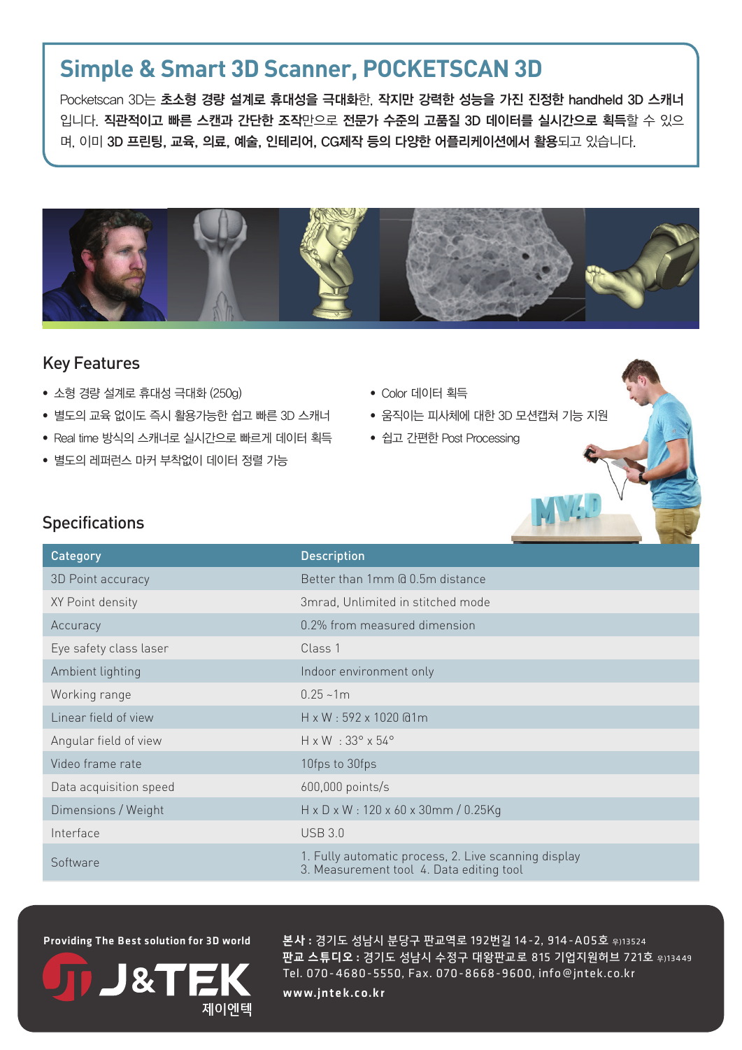## Simple & Smart 3D Scanner, POCKETSCAN 3D

Pocketscan 3D는 **초소형 경량 설계로 휴대성을 극대화**한, **작지만 강력한 성능을 가진 진정한 handheld 3D 스캐너**입니다. **직관적이고 빠른 스캔과 간단한 조작**만으로 **전문가 수준의 고품질 3D 데이터를 실시간으로 획득**할 수 있으며, 이미 **3D 프린팅, 교육, 의료, 예술, 인테리어, CG제작 등의 다양한 어플리케이션에서 활용**되고 있습니다.

## Key Features

- 소형 경량 설계로 휴대성 극대화 (250g)
- 별도의 교육 없이도 즉시 활용가능한 쉽고 빠른 3D 스캐너
- Real time 방식의 스캐너로 실시간으로 빠르게 데이터 획득
- 별도의 레퍼런스 마커 부착없이 데이터 정렬 가능
- Color 데이터 획득
- 움직이는 피사체에 대한 3D 모션캡쳐 기능 지원
- 쉽고 간편한 Post Processing

## Specifications

| Category | Description |
|---|---|
| 3D Point accuracy | Better than 1mm @ 0.5m distance |
| XY Point density | 3mrad, Unlimited in stitched mode |
| Accuracy | 0.2% from measured dimension |
| Eye safety class laser | Class 1 |
| Ambient lighting | Indoor environment only |
| Working range | 0.25 ~1m |
| Linear field of view | H x W : 592 x 1020 @1m |
| Angular field of view | H x W : 33° x 54° |
| Video frame rate | 10fps to 30fps |
| Data acquisition speed | 600,000 points/s |
| Dimensions / Weight | H x D x W : 120 x 60 x 30mm / 0.25Kg |
| Interface | USB 3.0 |
| Software | 1. Fully automatic process, 2. Live scanning display<br>3. Measurement tool 4. Data editing tool |

Providing The Best solution for 3D world

J&TEK 제이엔텍

**본사 :** 경기도 성남시 분당구 판교역로 192번길 14-2, 914-A05호 우)13524
**판교 스튜디오 :** 경기도 성남시 수정구 대왕판교로 815 기업지원허브 721호 우)13449
Tel. 070-4680-5550, Fax. 070-8668-9600, info@jntek.co.kr
www.jntek.co.kr